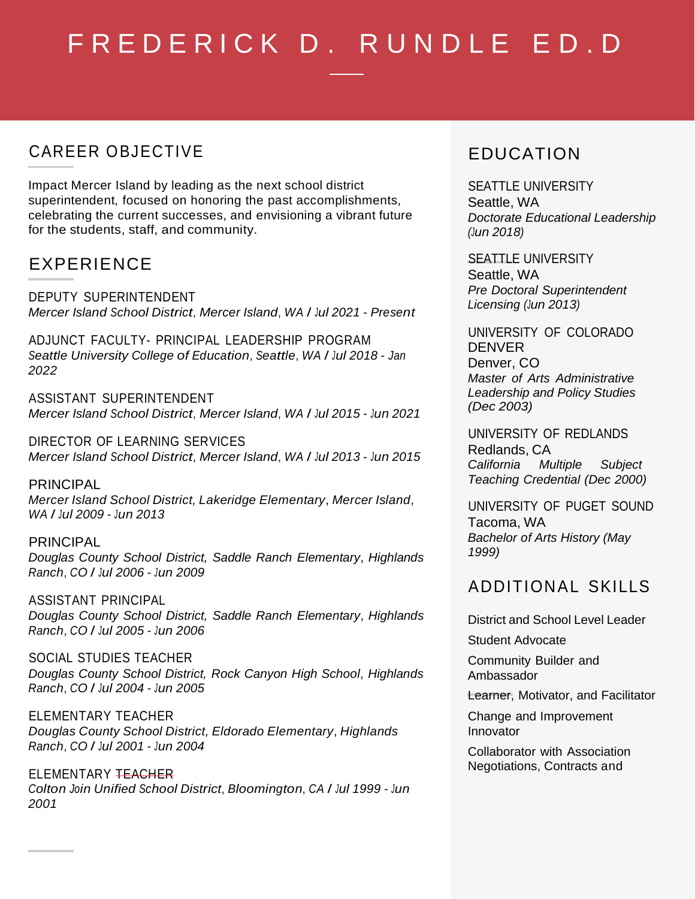# FREDERICK D. RUNDLE ED.D

## CAREER OBJECTIVE

Impact Mercer Island by leading as the next school district superintendent, focused on honoring the past accomplishments, celebrating the current successes, and envisioning a vibrant future for the students, staff, and community.

## EXPERIENCE

DEPUTY SUPERINTENDENT
*Mercer Island School District, Mercer Island, WA / Jul 2021 - Present*

ADJUNCT FACULTY- PRINCIPAL LEADERSHIP PROGRAM
*Seattle University College of Education, Seattle, WA / Jul 2018 - Jan 2022*

ASSISTANT SUPERINTENDENT
*Mercer Island School District, Mercer Island, WA / Jul 2015 - Jun 2021*

DIRECTOR OF LEARNING SERVICES
*Mercer Island School District, Mercer Island, WA / Jul 2013 - Jun 2015*

PRINCIPAL
*Mercer Island School District, Lakeridge Elementary, Mercer Island, WA / Jul 2009 - Jun 2013*

PRINCIPAL
*Douglas County School District, Saddle Ranch Elementary, Highlands Ranch, CO / Jul 2006 - Jun 2009*

ASSISTANT PRINCIPAL
*Douglas County School District, Saddle Ranch Elementary, Highlands Ranch, CO / Jul 2005 - Jun 2006*

SOCIAL STUDIES TEACHER
*Douglas County School District, Rock Canyon High School, Highlands Ranch, CO / Jul 2004 - Jun 2005*

ELEMENTARY TEACHER
*Douglas County School District, Eldorado Elementary, Highlands Ranch, CO / Jul 2001 - Jun 2004*

ELEMENTARY TEACHER
*Colton Join Unified School District, Bloomington, CA / Jul 1999 - Jun 2001*

## EDUCATION

SEATTLE UNIVERSITY
Seattle, WA
*Doctorate Educational Leadership (Jun 2018)*

SEATTLE UNIVERSITY
Seattle, WA
*Pre Doctoral Superintendent Licensing (Jun 2013)*

UNIVERSITY OF COLORADO DENVER
Denver, CO
*Master of Arts Administrative Leadership and Policy Studies (Dec 2003)*

UNIVERSITY OF REDLANDS
Redlands, CA
*California Multiple Subject Teaching Credential (Dec 2000)*

UNIVERSITY OF PUGET SOUND
Tacoma, WA
*Bachelor of Arts History (May 1999)*

## ADDITIONAL SKILLS

District and School Level Leader

Student Advocate

Community Builder and Ambassador

Learner, Motivator, and Facilitator

Change and Improvement Innovator

Collaborator with Association Negotiations, Contracts and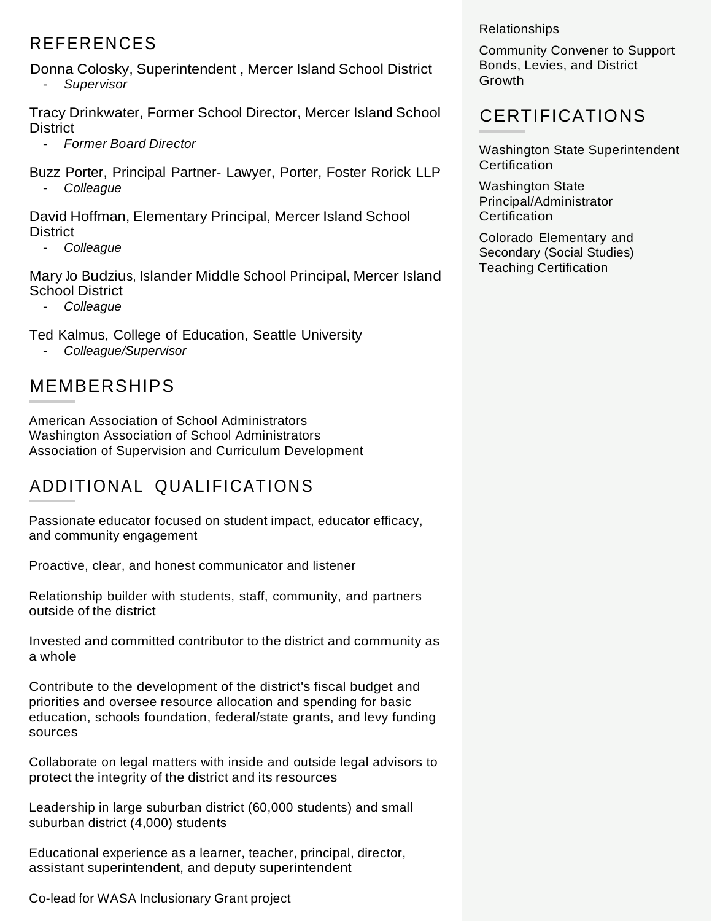## REFERENCES

Donna Colosky, Superintendent , Mercer Island School District
- *Supervisor*

Tracy Drinkwater, Former School Director, Mercer Island School District
- *Former Board Director*

Buzz Porter, Principal Partner- Lawyer, Porter, Foster Rorick LLP
- *Colleague*

David Hoffman, Elementary Principal, Mercer Island School District
- *Colleague*

Mary Jo Budzius, Islander Middle School Principal, Mercer Island School District
- *Colleague*

Ted Kalmus, College of Education, Seattle University
- *Colleague/Supervisor*

## MEMBERSHIPS

American Association of School Administrators
Washington Association of School Administrators
Association of Supervision and Curriculum Development

## ADDITIONAL QUALIFICATIONS

Passionate educator focused on student impact, educator efficacy, and community engagement

Proactive, clear, and honest communicator and listener

Relationship builder with students, staff, community, and partners outside of the district

Invested and committed contributor to the district and community as a whole

Contribute to the development of the district's fiscal budget and priorities and oversee resource allocation and spending for basic education, schools foundation, federal/state grants, and levy funding sources

Collaborate on legal matters with inside and outside legal advisors to protect the integrity of the district and its resources

Leadership in large suburban district (60,000 students) and small suburban district (4,000) students

Educational experience as a learner, teacher, principal, director, assistant superintendent, and deputy superintendent

Co-lead for WASA Inclusionary Grant project

Relationships

Community Convener to Support Bonds, Levies, and District Growth

## CERTIFICATIONS

Washington State Superintendent Certification

Washington State Principal/Administrator Certification

Colorado Elementary and Secondary (Social Studies) Teaching Certification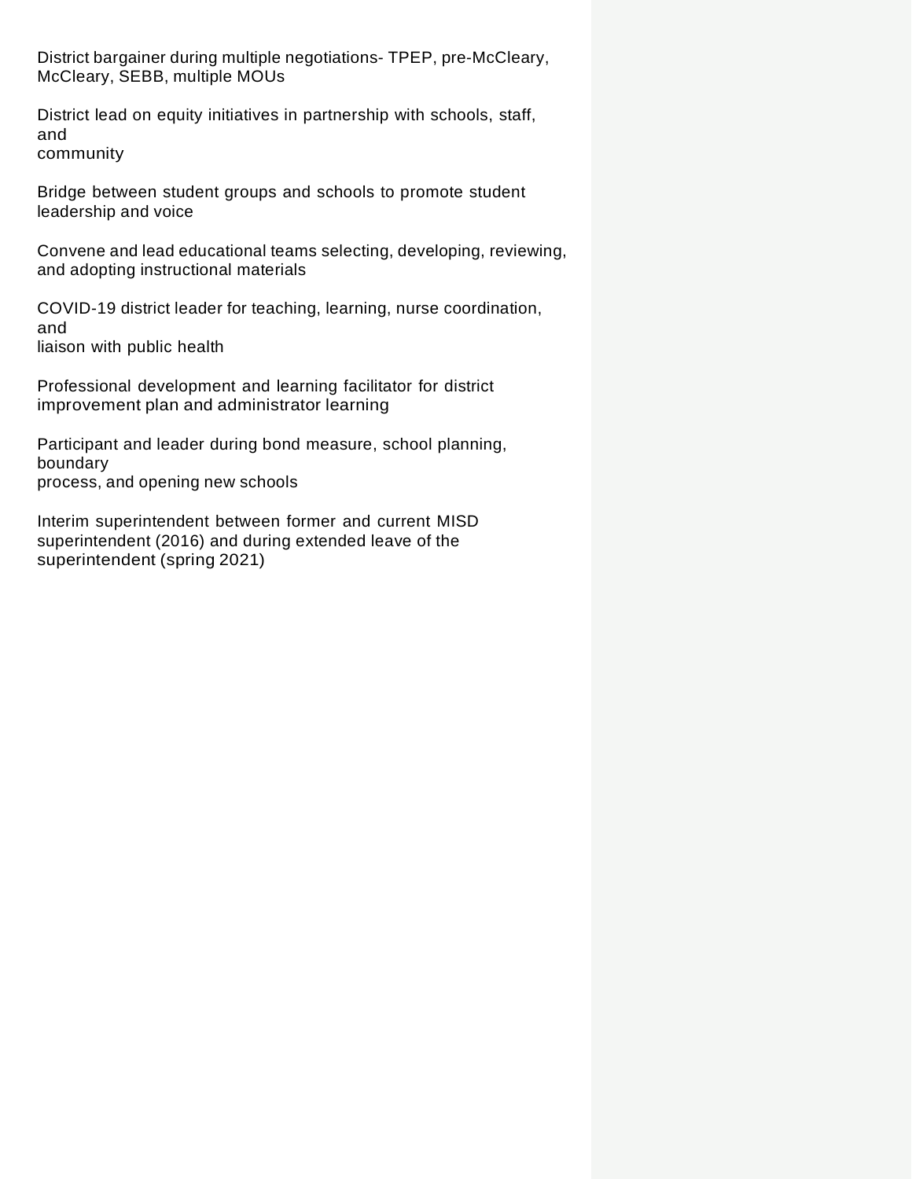District bargainer during multiple negotiations- TPEP, pre-McCleary, McCleary, SEBB, multiple MOUs

District lead on equity initiatives in partnership with schools, staff, and community

Bridge between student groups and schools to promote student leadership and voice

Convene and lead educational teams selecting, developing, reviewing, and adopting instructional materials

COVID-19 district leader for teaching, learning, nurse coordination, and liaison with public health

Professional development and learning facilitator for district improvement plan and administrator learning

Participant and leader during bond measure, school planning, boundary process, and opening new schools

Interim superintendent between former and current MISD superintendent (2016) and during extended leave of the superintendent (spring 2021)